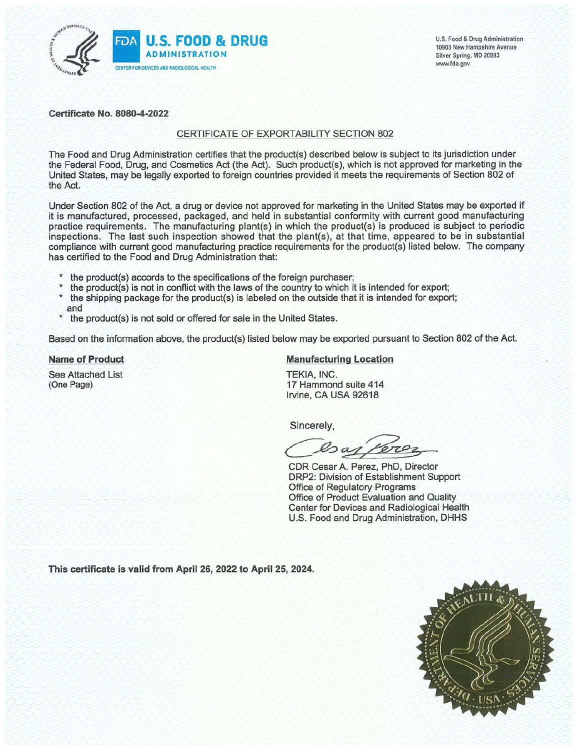U.S. FOOD & DRUG ADMINISTRATION
CENTER FOR DEVICES AND RADIOLOGICAL HEALTH

U.S. Food & Drug Administration
10903 New Hampshire Avenue
Silver Spring, MD 20993
www.fda.gov

**Certificate No. 8080-4-2022**

CERTIFICATE OF EXPORTABILITY SECTION 802

The Food and Drug Administration certifies that the product(s) described below is subject to its jurisdiction under the Federal Food, Drug, and Cosmetics Act (the Act). Such product(s), which is not approved for marketing in the United States, may be legally exported to foreign countries provided it meets the requirements of Section 802 of the Act.

Under Section 802 of the Act, a drug or device not approved for marketing in the United States may be exported if it is manufactured, processed, packaged, and held in substantial conformity with current good manufacturing practice requirements. The manufacturing plant(s) in which the product(s) is produced is subject to periodic inspections. The last such inspection showed that the plant(s), at that time, appeared to be in substantial compliance with current good manufacturing practice requirements for the product(s) listed below. The company has certified to the Food and Drug Administration that:

* the product(s) accords to the specifications of the foreign purchaser;
* the product(s) is not in conflict with the laws of the country to which it is intended for export;
* the shipping package for the product(s) is labeled on the outside that it is intended for export; and
* the product(s) is not sold or offered for sale in the United States.

Based on the information above, the product(s) listed below may be exported pursuant to Section 802 of the Act.

**Name of Product**

See Attached List
(One Page)

**Manufacturing Location**

TEKIA, INC.
17 Hammond suite 414
Irvine, CA USA 92618

Sincerely,

CDR Cesar A. Perez, PhD, Director
DRP2: Division of Establishment Support
Office of Regulatory Programs
Office of Product Evaluation and Quality
Center for Devices and Radiological Health
U.S. Food and Drug Administration, DHHS

**This certificate is valid from April 26, 2022 to April 25, 2024.**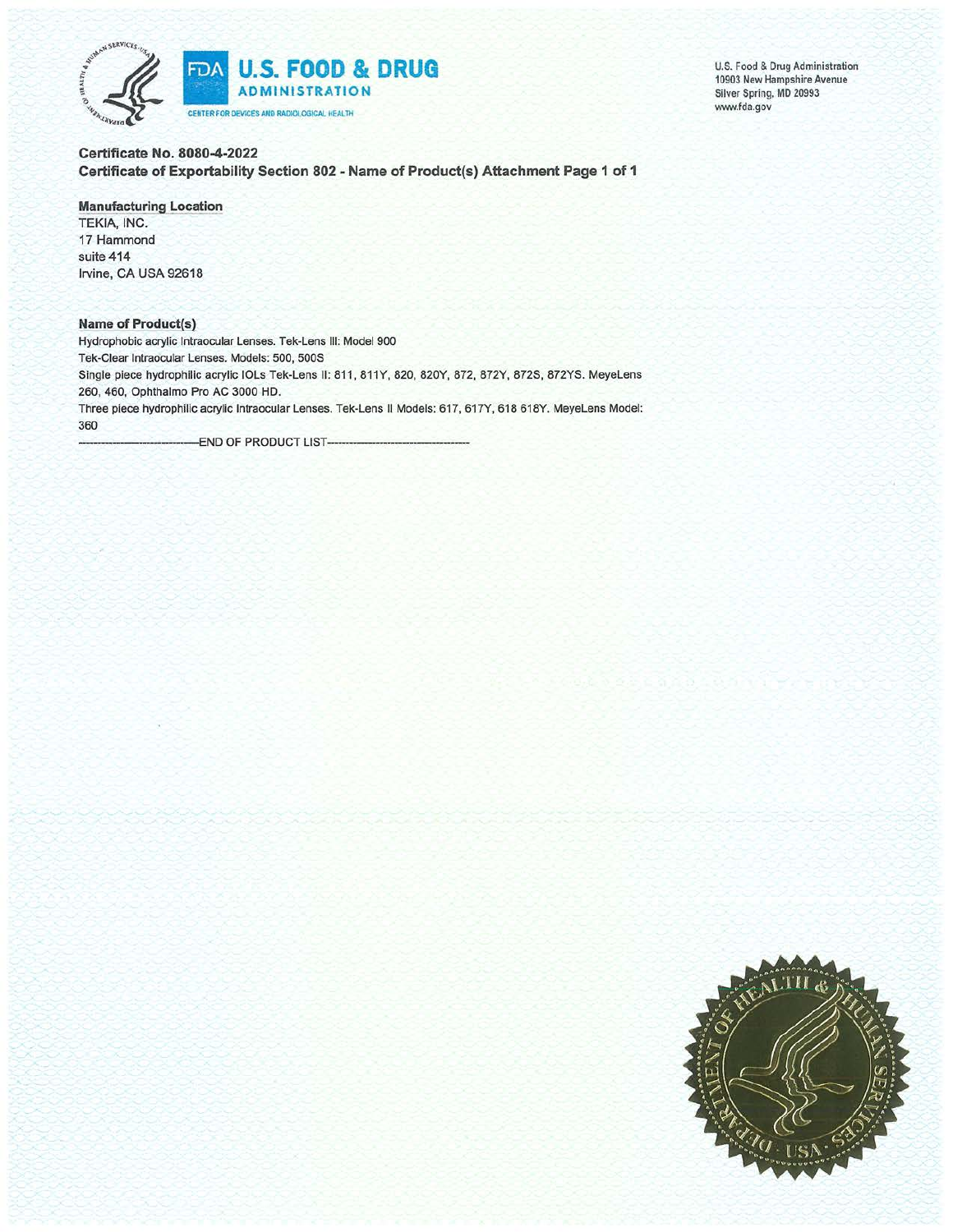U.S. Food & Drug Administration
10903 New Hampshire Avenue
Silver Spring, MD 20993
www.fda.gov

**Certificate No. 8080-4-2022**
**Certificate of Exportability Section 802 - Name of Product(s) Attachment Page 1 of 1**

**Manufacturing Location**
TEKIA, INC.
17 Hammond
suite 414
Irvine, CA USA 92618

**Name of Product(s)**
Hydrophobic acrylic Intraocular Lenses. Tek-Lens III: Model 900
Tek-Clear Intraocular Lenses. Models: 500, 500S
Single piece hydrophilic acrylic IOLs Tek-Lens II: 811, 811Y, 820, 820Y, 872, 872Y, 872S, 872YS. MeyeLens 260, 460, Ophthalmo Pro AC 3000 HD.
Three piece hydrophilic acrylic Intraocular Lenses. Tek-Lens II Models: 617, 617Y, 618 618Y. MeyeLens Model: 360

------------------------------END OF PRODUCT LIST------------------------------